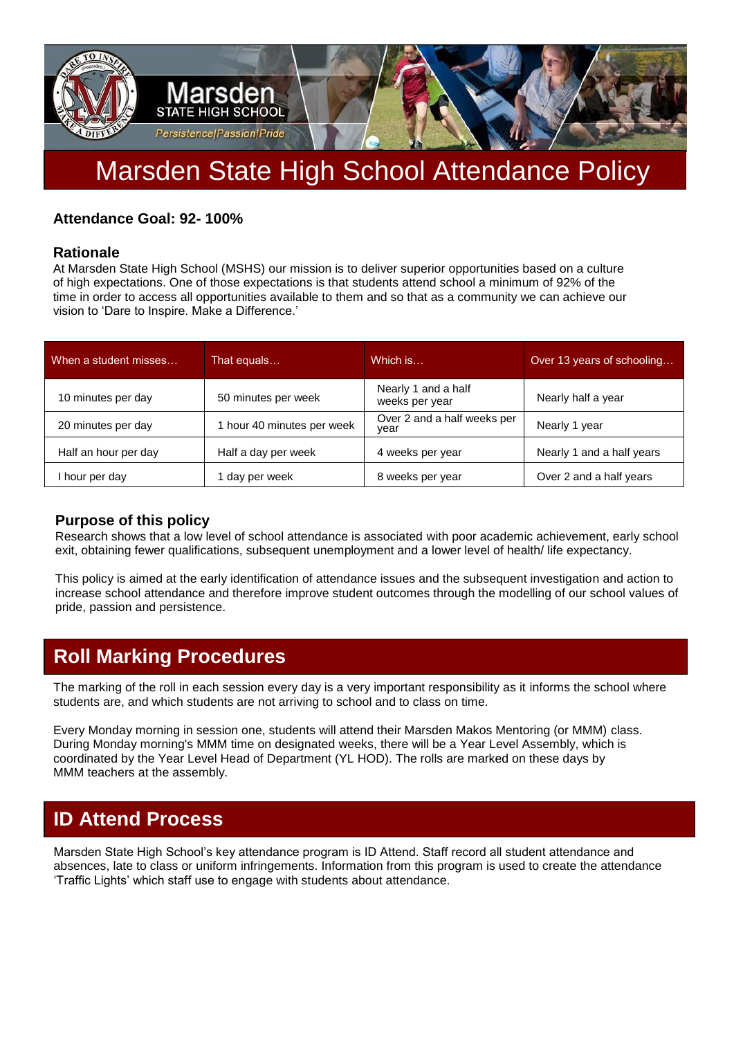# Marsden State High School Attendance Policy

**Attendance Goal: 92- 100%**

### Rationale

At Marsden State High School (MSHS) our mission is to deliver superior opportunities based on a culture of high expectations. One of those expectations is that students attend school a minimum of 92% of the time in order to access all opportunities available to them and so that as a community we can achieve our vision to 'Dare to Inspire. Make a Difference.'

| When a student misses… | That equals… | Which is… | Over 13 years of schooling… |
|---|---|---|---|
| 10 minutes per day | 50 minutes per week | Nearly 1 and a half weeks per year | Nearly half a year |
| 20 minutes per day | 1 hour 40 minutes per week | Over 2 and a half weeks per year | Nearly 1 year |
| Half an hour per day | Half a day per week | 4 weeks per year | Nearly 1 and a half years |
| I hour per day | 1 day per week | 8 weeks per year | Over 2 and a half years |

### Purpose of this policy

Research shows that a low level of school attendance is associated with poor academic achievement, early school exit, obtaining fewer qualifications, subsequent unemployment and a lower level of health/ life expectancy.

This policy is aimed at the early identification of attendance issues and the subsequent investigation and action to increase school attendance and therefore improve student outcomes through the modelling of our school values of pride, passion and persistence.

## Roll Marking Procedures

The marking of the roll in each session every day is a very important responsibility as it informs the school where students are, and which students are not arriving to school and to class on time.

Every Monday morning in session one, students will attend their Marsden Makos Mentoring (or MMM) class. During Monday morning's MMM time on designated weeks, there will be a Year Level Assembly, which is coordinated by the Year Level Head of Department (YL HOD). The rolls are marked on these days by MMM teachers at the assembly.

## ID Attend Process

Marsden State High School's key attendance program is ID Attend. Staff record all student attendance and absences, late to class or uniform infringements. Information from this program is used to create the attendance 'Traffic Lights' which staff use to engage with students about attendance.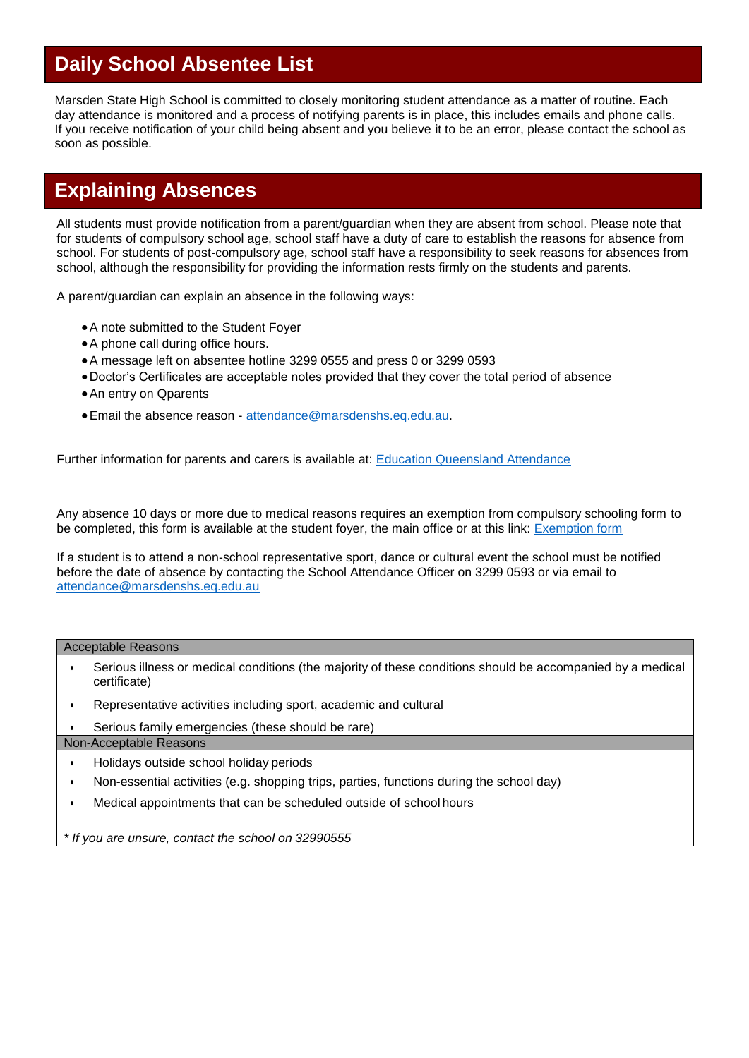## Daily School Absentee List

Marsden State High School is committed to closely monitoring student attendance as a matter of routine. Each day attendance is monitored and a process of notifying parents is in place, this includes emails and phone calls. If you receive notification of your child being absent and you believe it to be an error, please contact the school as soon as possible.

## Explaining Absences

All students must provide notification from a parent/guardian when they are absent from school. Please note that for students of compulsory school age, school staff have a duty of care to establish the reasons for absence from school. For students of post-compulsory age, school staff have a responsibility to seek reasons for absences from school, although the responsibility for providing the information rests firmly on the students and parents.

A parent/guardian can explain an absence in the following ways:

- A note submitted to the Student Foyer
- A phone call during office hours.
- A message left on absentee hotline 3299 0555 and press 0 or 3299 0593
- Doctor's Certificates are acceptable notes provided that they cover the total period of absence
- An entry on Qparents
- Email the absence reason - [attendance@marsdenshs.eq.edu.au](mailto:attendance@marsdenshs.eq.edu.au).

Further information for parents and carers is available at: [Education Queensland Attendance]()

Any absence 10 days or more due to medical reasons requires an exemption from compulsory schooling form to be completed, this form is available at the student foyer, the main office or at this link: [Exemption form]()

If a student is to attend a non-school representative sport, dance or cultural event the school must be notified before the date of absence by contacting the School Attendance Officer on 3299 0593 or via email to [attendance@marsdenshs.eq.edu.au](mailto:attendance@marsdenshs.eq.edu.au)

| Acceptable Reasons |
| --- |
| • Serious illness or medical conditions (the majority of these conditions should be accompanied by a medical certificate) |
| • Representative activities including sport, academic and cultural |
| • Serious family emergencies (these should be rare) |
| **Non-Acceptable Reasons** |
| • Holidays outside school holiday periods |
| • Non-essential activities (e.g. shopping trips, parties, functions during the school day) |
| • Medical appointments that can be scheduled outside of school hours |
| *\* If you are unsure, contact the school on 32990555* |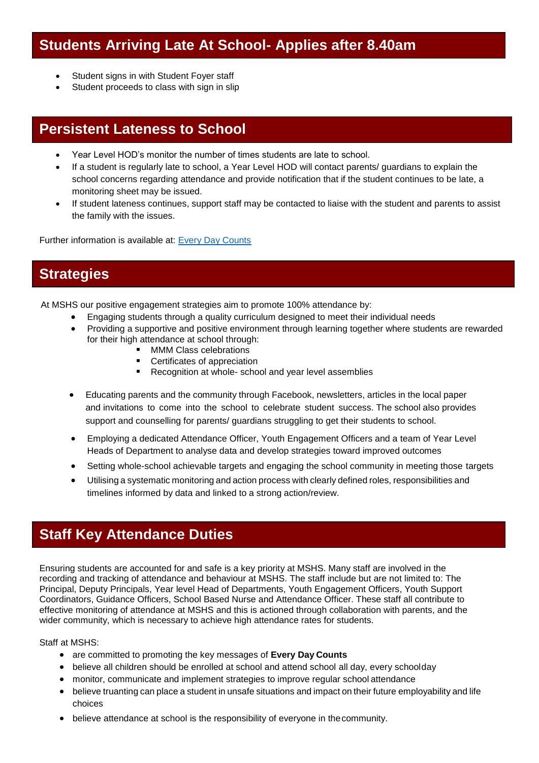## Students Arriving Late At School- Applies after 8.40am

- Student signs in with Student Foyer staff
- Student proceeds to class with sign in slip

## Persistent Lateness to School

- Year Level HOD's monitor the number of times students are late to school.
- If a student is regularly late to school, a Year Level HOD will contact parents/ guardians to explain the school concerns regarding attendance and provide notification that if the student continues to be late, a monitoring sheet may be issued.
- If student lateness continues, support staff may be contacted to liaise with the student and parents to assist the family with the issues.

Further information is available at: [Every Day Counts]

## Strategies

At MSHS our positive engagement strategies aim to promote 100% attendance by:

- Engaging students through a quality curriculum designed to meet their individual needs
- Providing a supportive and positive environment through learning together where students are rewarded for their high attendance at school through:
  - MMM Class celebrations
  - Certificates of appreciation
  - Recognition at whole- school and year level assemblies
- Educating parents and the community through Facebook, newsletters, articles in the local paper and invitations to come into the school to celebrate student success. The school also provides support and counselling for parents/ guardians struggling to get their students to school.
- Employing a dedicated Attendance Officer, Youth Engagement Officers and a team of Year Level Heads of Department to analyse data and develop strategies toward improved outcomes
- Setting whole-school achievable targets and engaging the school community in meeting those targets
- Utilising a systematic monitoring and action process with clearly defined roles, responsibilities and timelines informed by data and linked to a strong action/review.

## Staff Key Attendance Duties

Ensuring students are accounted for and safe is a key priority at MSHS. Many staff are involved in the recording and tracking of attendance and behaviour at MSHS. The staff include but are not limited to: The Principal, Deputy Principals, Year level Head of Departments, Youth Engagement Officers, Youth Support Coordinators, Guidance Officers, School Based Nurse and Attendance Officer. These staff all contribute to effective monitoring of attendance at MSHS and this is actioned through collaboration with parents, and the wider community, which is necessary to achieve high attendance rates for students.

Staff at MSHS:

- are committed to promoting the key messages of **Every Day Counts**
- believe all children should be enrolled at school and attend school all day, every schoolday
- monitor, communicate and implement strategies to improve regular school attendance
- believe truanting can place a student in unsafe situations and impact on their future employability and life choices
- believe attendance at school is the responsibility of everyone in the community.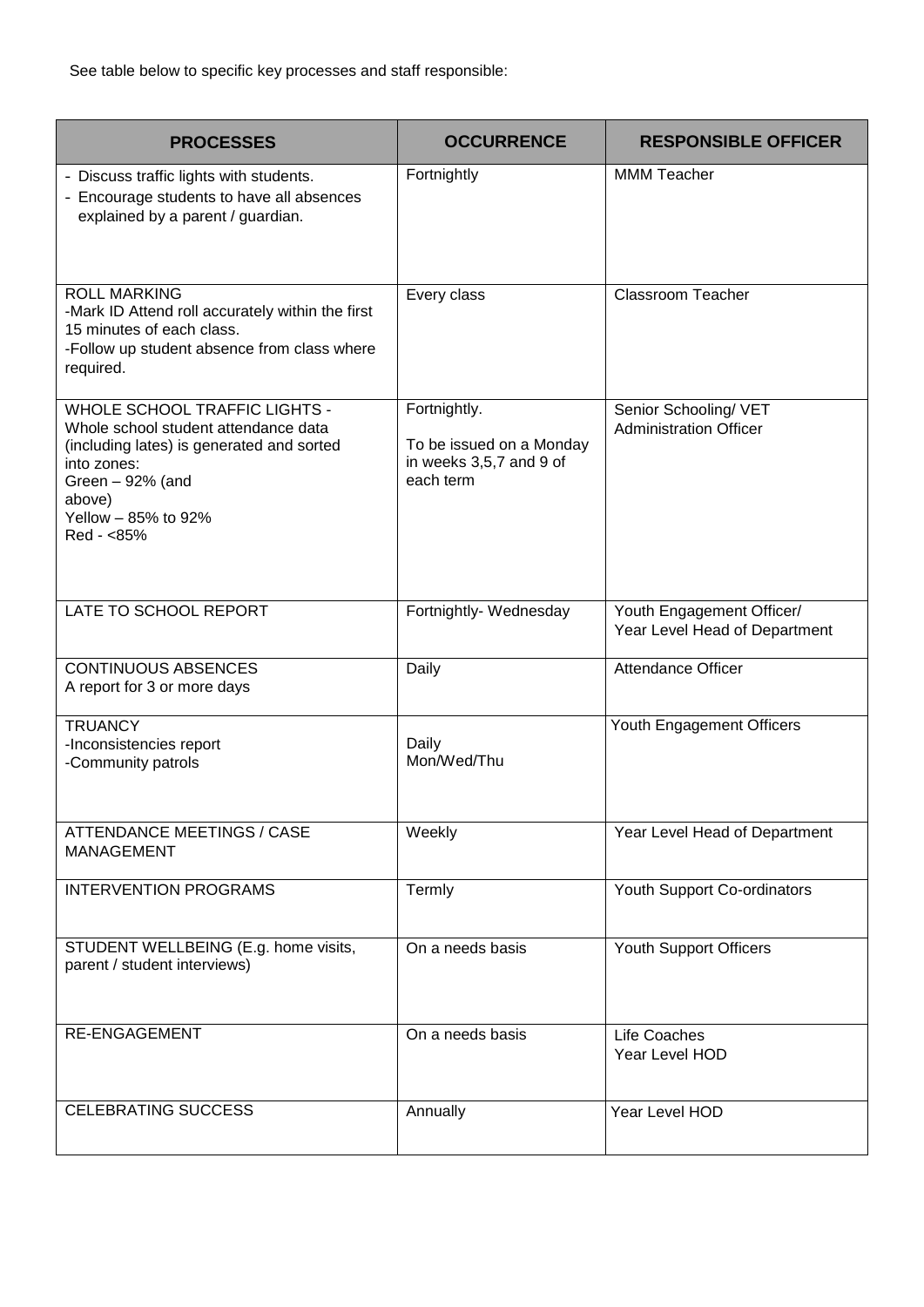See table below to specific key processes and staff responsible:

| PROCESSES | OCCURRENCE | RESPONSIBLE OFFICER |
|---|---|---|
| - Discuss traffic lights with students.<br>- Encourage students to have all absences explained by a parent / guardian. | Fortnightly | MMM Teacher |
| ROLL MARKING<br>-Mark ID Attend roll accurately within the first 15 minutes of each class.<br>-Follow up student absence from class where required. | Every class | Classroom Teacher |
| WHOLE SCHOOL TRAFFIC LIGHTS - Whole school student attendance data (including lates) is generated and sorted into zones:<br>Green – 92% (and above)<br>Yellow – 85% to 92%<br>Red - <85% | Fortnightly.<br>To be issued on a Monday in weeks 3,5,7 and 9 of each term | Senior Schooling/ VET Administration Officer |
| LATE TO SCHOOL REPORT | Fortnightly- Wednesday | Youth Engagement Officer/ Year Level Head of Department |
| CONTINUOUS ABSENCES<br>A report for 3 or more days | Daily | Attendance Officer |
| TRUANCY<br>-Inconsistencies report<br>-Community patrols | Daily<br>Mon/Wed/Thu | Youth Engagement Officers |
| ATTENDANCE MEETINGS / CASE MANAGEMENT | Weekly | Year Level Head of Department |
| INTERVENTION PROGRAMS | Termly | Youth Support Co-ordinators |
| STUDENT WELLBEING (E.g. home visits, parent / student interviews) | On a needs basis | Youth Support Officers |
| RE-ENGAGEMENT | On a needs basis | Life Coaches<br>Year Level HOD |
| CELEBRATING SUCCESS | Annually | Year Level HOD |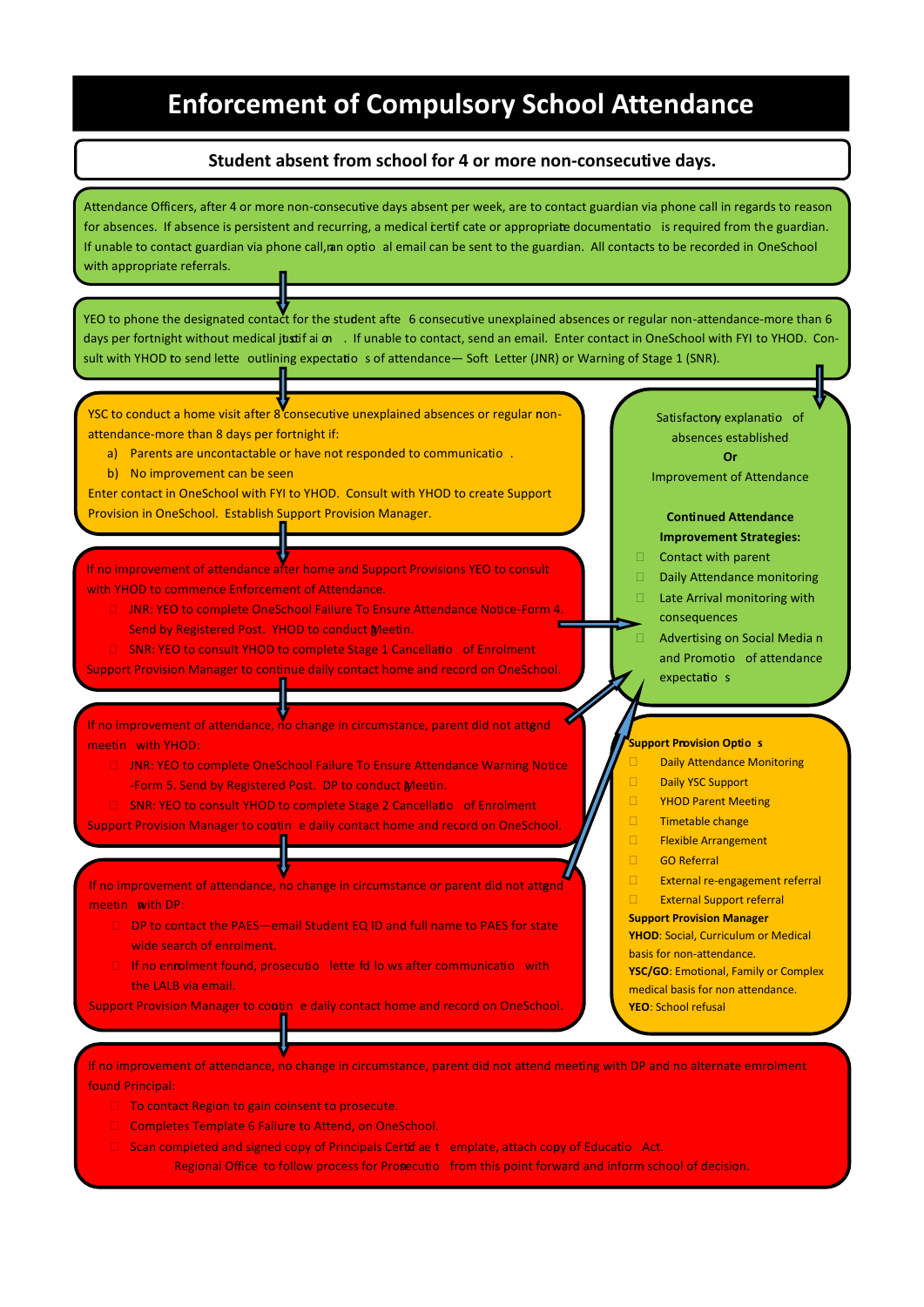# Enforcement of Compulsory School Attendance

**Student absent from school for 4 or more non-consecutive days.**

Attendance Officers, after 4 or more non-consecutive days absent per week, are to contact guardian via phone call in regards to reason for absences. If absence is persistent and recurring, a medical certificate or appropriate documentation is required from the guardian. If unable to contact guardian via phone call, an optional email can be sent to the guardian. All contacts to be recorded in OneSchool with appropriate referrals.

YEO to phone the designated contact for the student after 6 consecutive unexplained absences or regular non-attendance-more than 6 days per fortnight without medical justification. If unable to contact, send an email. Enter contact in OneSchool with FYI to YHOD. Consult with YHOD to send letter outlining expectations of attendance— Soft Letter (JNR) or Warning of Stage 1 (SNR).

YSC to conduct a home visit after 8 consecutive unexplained absences or regular non-attendance-more than 8 days per fortnight if:

a) Parents are uncontactable or have not responded to communication.
b) No improvement can be seen

Enter contact in OneSchool with FYI to YHOD. Consult with YHOD to create Support Provision in OneSchool. Establish Support Provision Manager.

If no improvement of attendance after home and Support Provisions YEO to consult with YHOD to commence Enforcement of Attendance.

- JNR: YEO to complete OneSchool Failure To Ensure Attendance Notice-Form 4. Send by Registered Post. YHOD to conduct Meeting.
- SNR: YEO to consult YHOD to complete Stage 1 Cancellation of Enrolment

Support Provision Manager to continue daily contact home and record on OneSchool.

If no improvement of attendance, no change in circumstance, parent did not attend meeting with YHOD:

- JNR: YEO to complete OneSchool Failure To Ensure Attendance Warning Notice -Form 5. Send by Registered Post. DP to conduct Meeting.
- SNR: YEO to consult YHOD to complete Stage 2 Cancellation of Enrolment

Support Provision Manager to continue daily contact home and record on OneSchool.

If no improvement of attendance, no change in circumstance or parent did not attend meeting with DP:

- DP to contact the PAES—email Student EQ ID and full name to PAES for state wide search of enrolment.
- If no enrolment found, prosecution letter follows after communication with the LALB via email.

Support Provision Manager to continue daily contact home and record on OneSchool.

If no improvement of attendance, no change in circumstance, parent did not attend meeting with DP and no alternate enrolment found Principal:

- To contact Region to gain consent to prosecute.
- Completes Template 6 Failure to Attend, on OneSchool.
- Scan completed and signed copy of Principals Certificate template, attach copy of Education Act.

Regional Office to follow process for Prosecution from this point forward and inform school of decision.

---

Satisfactory explanation of absences established

**Or**

Improvement of Attendance

**Continued Attendance Improvement Strategies:**

- Contact with parent
- Daily Attendance monitoring
- Late Arrival monitoring with consequences
- Advertising on Social Media n and Promotion of attendance expectations

**Support Provision Options**

- Daily Attendance Monitoring
- Daily YSC Support
- YHOD Parent Meeting
- Timetable change
- Flexible Arrangement
- GO Referral
- External re-engagement referral
- External Support referral

**Support Provision Manager**

**YHOD**: Social, Curriculum or Medical basis for non-attendance.

**YSC/GO**: Emotional, Family or Complex medical basis for non attendance.

**YEO**: School refusal